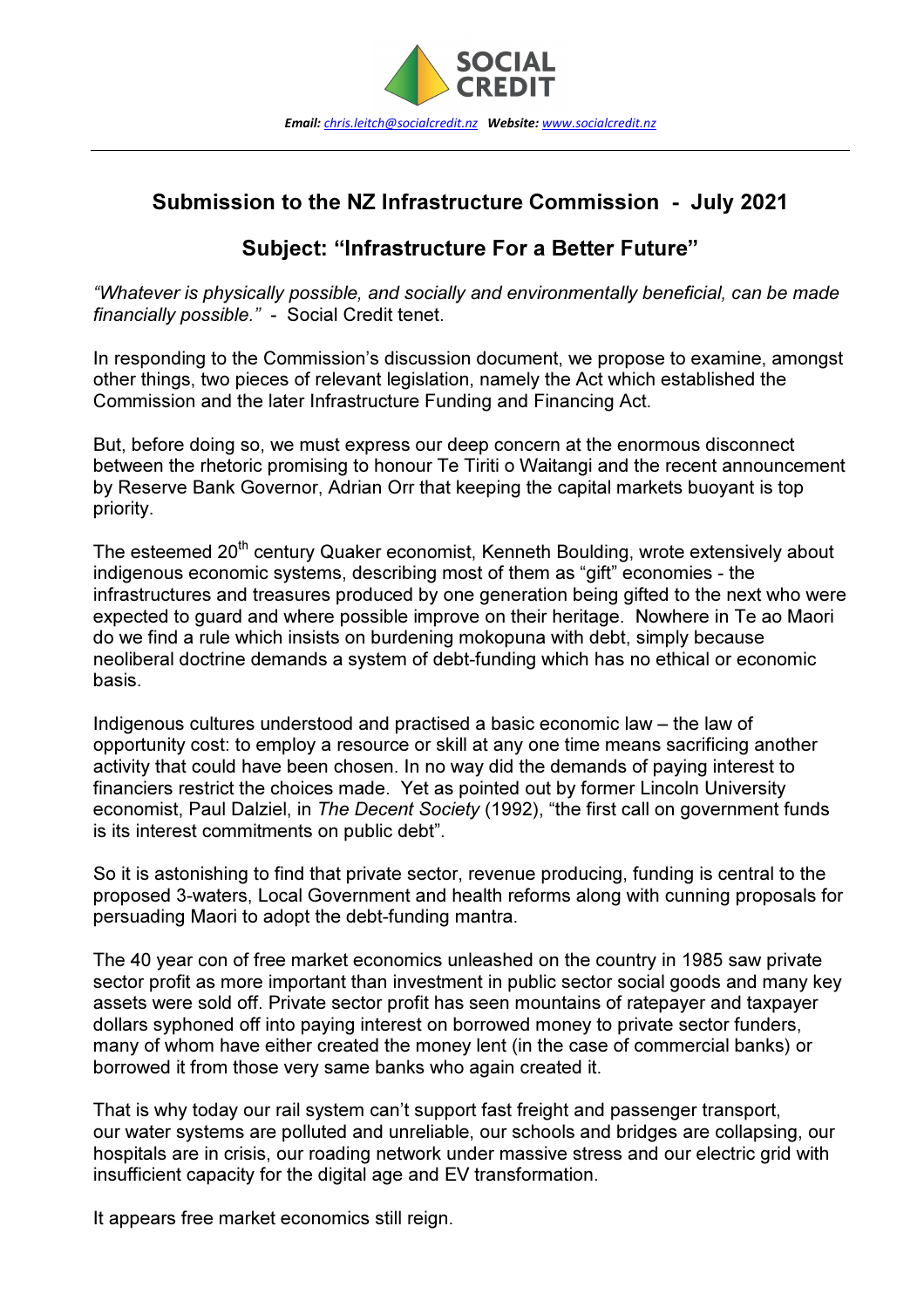SOCIAL CREDIT

***Email:*** chris.leitch@socialcredit.nz ***Website:*** www.socialcredit.nz

---

## Submission to the NZ Infrastructure Commission - July 2021

## Subject: "Infrastructure For a Better Future"

*"Whatever is physically possible, and socially and environmentally beneficial, can be made financially possible."* - Social Credit tenet.

In responding to the Commission's discussion document, we propose to examine, amongst other things, two pieces of relevant legislation, namely the Act which established the Commission and the later Infrastructure Funding and Financing Act.

But, before doing so, we must express our deep concern at the enormous disconnect between the rhetoric promising to honour Te Tiriti o Waitangi and the recent announcement by Reserve Bank Governor, Adrian Orr that keeping the capital markets buoyant is top priority.

The esteemed 20th century Quaker economist, Kenneth Boulding, wrote extensively about indigenous economic systems, describing most of them as "gift" economies - the infrastructures and treasures produced by one generation being gifted to the next who were expected to guard and where possible improve on their heritage. Nowhere in Te ao Maori do we find a rule which insists on burdening mokopuna with debt, simply because neoliberal doctrine demands a system of debt-funding which has no ethical or economic basis.

Indigenous cultures understood and practised a basic economic law – the law of opportunity cost: to employ a resource or skill at any one time means sacrificing another activity that could have been chosen. In no way did the demands of paying interest to financiers restrict the choices made. Yet as pointed out by former Lincoln University economist, Paul Dalziel, in *The Decent Society* (1992), "the first call on government funds is its interest commitments on public debt".

So it is astonishing to find that private sector, revenue producing, funding is central to the proposed 3-waters, Local Government and health reforms along with cunning proposals for persuading Maori to adopt the debt-funding mantra.

The 40 year con of free market economics unleashed on the country in 1985 saw private sector profit as more important than investment in public sector social goods and many key assets were sold off. Private sector profit has seen mountains of ratepayer and taxpayer dollars syphoned off into paying interest on borrowed money to private sector funders, many of whom have either created the money lent (in the case of commercial banks) or borrowed it from those very same banks who again created it.

That is why today our rail system can't support fast freight and passenger transport, our water systems are polluted and unreliable, our schools and bridges are collapsing, our hospitals are in crisis, our roading network under massive stress and our electric grid with insufficient capacity for the digital age and EV transformation.

It appears free market economics still reign.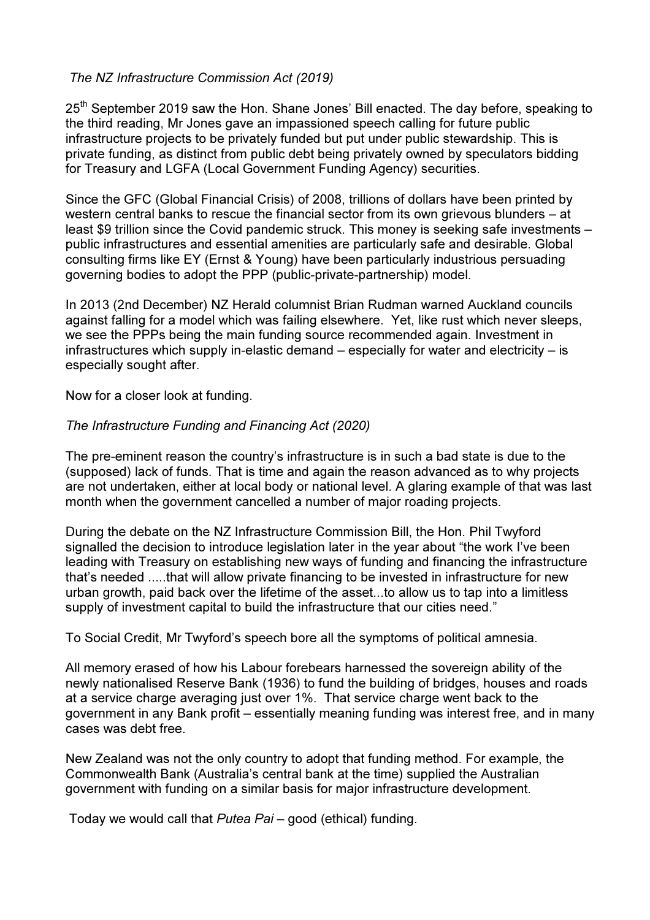*The NZ Infrastructure Commission Act (2019)*

25th September 2019 saw the Hon. Shane Jones' Bill enacted. The day before, speaking to the third reading, Mr Jones gave an impassioned speech calling for future public infrastructure projects to be privately funded but put under public stewardship. This is private funding, as distinct from public debt being privately owned by speculators bidding for Treasury and LGFA (Local Government Funding Agency) securities.

Since the GFC (Global Financial Crisis) of 2008, trillions of dollars have been printed by western central banks to rescue the financial sector from its own grievous blunders – at least $9 trillion since the Covid pandemic struck. This money is seeking safe investments – public infrastructures and essential amenities are particularly safe and desirable. Global consulting firms like EY (Ernst & Young) have been particularly industrious persuading governing bodies to adopt the PPP (public-private-partnership) model.

In 2013 (2nd December) NZ Herald columnist Brian Rudman warned Auckland councils against falling for a model which was failing elsewhere. Yet, like rust which never sleeps, we see the PPPs being the main funding source recommended again. Investment in infrastructures which supply in-elastic demand – especially for water and electricity – is especially sought after.

Now for a closer look at funding.

*The Infrastructure Funding and Financing Act (2020)*

The pre-eminent reason the country's infrastructure is in such a bad state is due to the (supposed) lack of funds. That is time and again the reason advanced as to why projects are not undertaken, either at local body or national level. A glaring example of that was last month when the government cancelled a number of major roading projects.

During the debate on the NZ Infrastructure Commission Bill, the Hon. Phil Twyford signalled the decision to introduce legislation later in the year about "the work I've been leading with Treasury on establishing new ways of funding and financing the infrastructure that's needed .....that will allow private financing to be invested in infrastructure for new urban growth, paid back over the lifetime of the asset...to allow us to tap into a limitless supply of investment capital to build the infrastructure that our cities need."

To Social Credit, Mr Twyford's speech bore all the symptoms of political amnesia.

All memory erased of how his Labour forebears harnessed the sovereign ability of the newly nationalised Reserve Bank (1936) to fund the building of bridges, houses and roads at a service charge averaging just over 1%. That service charge went back to the government in any Bank profit – essentially meaning funding was interest free, and in many cases was debt free.

New Zealand was not the only country to adopt that funding method. For example, the Commonwealth Bank (Australia's central bank at the time) supplied the Australian government with funding on a similar basis for major infrastructure development.

Today we would call that *Putea Pai* – good (ethical) funding.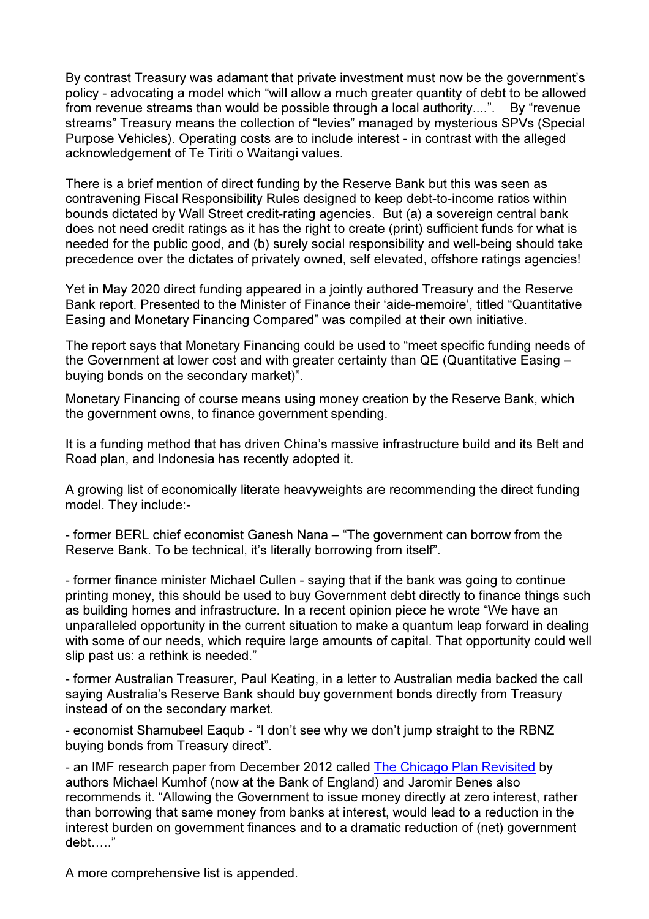By contrast Treasury was adamant that private investment must now be the government's policy - advocating a model which "will allow a much greater quantity of debt to be allowed from revenue streams than would be possible through a local authority....". By "revenue streams" Treasury means the collection of "levies" managed by mysterious SPVs (Special Purpose Vehicles). Operating costs are to include interest - in contrast with the alleged acknowledgement of Te Tiriti o Waitangi values.

There is a brief mention of direct funding by the Reserve Bank but this was seen as contravening Fiscal Responsibility Rules designed to keep debt-to-income ratios within bounds dictated by Wall Street credit-rating agencies. But (a) a sovereign central bank does not need credit ratings as it has the right to create (print) sufficient funds for what is needed for the public good, and (b) surely social responsibility and well-being should take precedence over the dictates of privately owned, self elevated, offshore ratings agencies!

Yet in May 2020 direct funding appeared in a jointly authored Treasury and the Reserve Bank report. Presented to the Minister of Finance their 'aide-memoire', titled "Quantitative Easing and Monetary Financing Compared" was compiled at their own initiative.

The report says that Monetary Financing could be used to "meet specific funding needs of the Government at lower cost and with greater certainty than QE (Quantitative Easing – buying bonds on the secondary market)".

Monetary Financing of course means using money creation by the Reserve Bank, which the government owns, to finance government spending.

It is a funding method that has driven China's massive infrastructure build and its Belt and Road plan, and Indonesia has recently adopted it.

A growing list of economically literate heavyweights are recommending the direct funding model. They include:-

- former BERL chief economist Ganesh Nana – "The government can borrow from the Reserve Bank. To be technical, it's literally borrowing from itself".

- former finance minister Michael Cullen - saying that if the bank was going to continue printing money, this should be used to buy Government debt directly to finance things such as building homes and infrastructure. In a recent opinion piece he wrote "We have an unparalleled opportunity in the current situation to make a quantum leap forward in dealing with some of our needs, which require large amounts of capital. That opportunity could well slip past us: a rethink is needed."

- former Australian Treasurer, Paul Keating, in a letter to Australian media backed the call saying Australia's Reserve Bank should buy government bonds directly from Treasury instead of on the secondary market.

- economist Shamubeel Eaqub - "I don't see why we don't jump straight to the RBNZ buying bonds from Treasury direct".

- an IMF research paper from December 2012 called The Chicago Plan Revisited by authors Michael Kumhof (now at the Bank of England) and Jaromir Benes also recommends it. "Allowing the Government to issue money directly at zero interest, rather than borrowing that same money from banks at interest, would lead to a reduction in the interest burden on government finances and to a dramatic reduction of (net) government debt….."

A more comprehensive list is appended.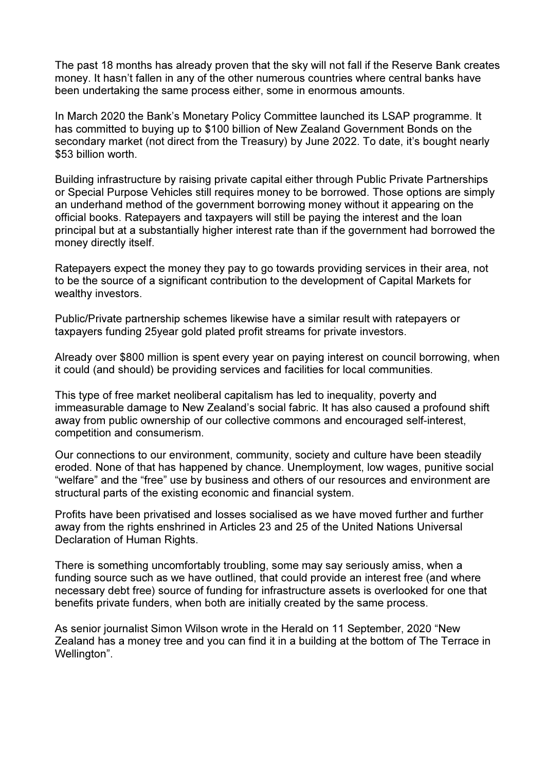The past 18 months has already proven that the sky will not fall if the Reserve Bank creates money. It hasn't fallen in any of the other numerous countries where central banks have been undertaking the same process either, some in enormous amounts.

In March 2020 the Bank's Monetary Policy Committee launched its LSAP programme. It has committed to buying up to $100 billion of New Zealand Government Bonds on the secondary market (not direct from the Treasury) by June 2022. To date, it's bought nearly $53 billion worth.

Building infrastructure by raising private capital either through Public Private Partnerships or Special Purpose Vehicles still requires money to be borrowed. Those options are simply an underhand method of the government borrowing money without it appearing on the official books. Ratepayers and taxpayers will still be paying the interest and the loan principal but at a substantially higher interest rate than if the government had borrowed the money directly itself.

Ratepayers expect the money they pay to go towards providing services in their area, not to be the source of a significant contribution to the development of Capital Markets for wealthy investors.

Public/Private partnership schemes likewise have a similar result with ratepayers or taxpayers funding 25year gold plated profit streams for private investors.

Already over $800 million is spent every year on paying interest on council borrowing, when it could (and should) be providing services and facilities for local communities.

This type of free market neoliberal capitalism has led to inequality, poverty and immeasurable damage to New Zealand's social fabric. It has also caused a profound shift away from public ownership of our collective commons and encouraged self-interest, competition and consumerism.

Our connections to our environment, community, society and culture have been steadily eroded. None of that has happened by chance. Unemployment, low wages, punitive social "welfare" and the "free" use by business and others of our resources and environment are structural parts of the existing economic and financial system.

Profits have been privatised and losses socialised as we have moved further and further away from the rights enshrined in Articles 23 and 25 of the United Nations Universal Declaration of Human Rights.

There is something uncomfortably troubling, some may say seriously amiss, when a funding source such as we have outlined, that could provide an interest free (and where necessary debt free) source of funding for infrastructure assets is overlooked for one that benefits private funders, when both are initially created by the same process.

As senior journalist Simon Wilson wrote in the Herald on 11 September, 2020 "New Zealand has a money tree and you can find it in a building at the bottom of The Terrace in Wellington".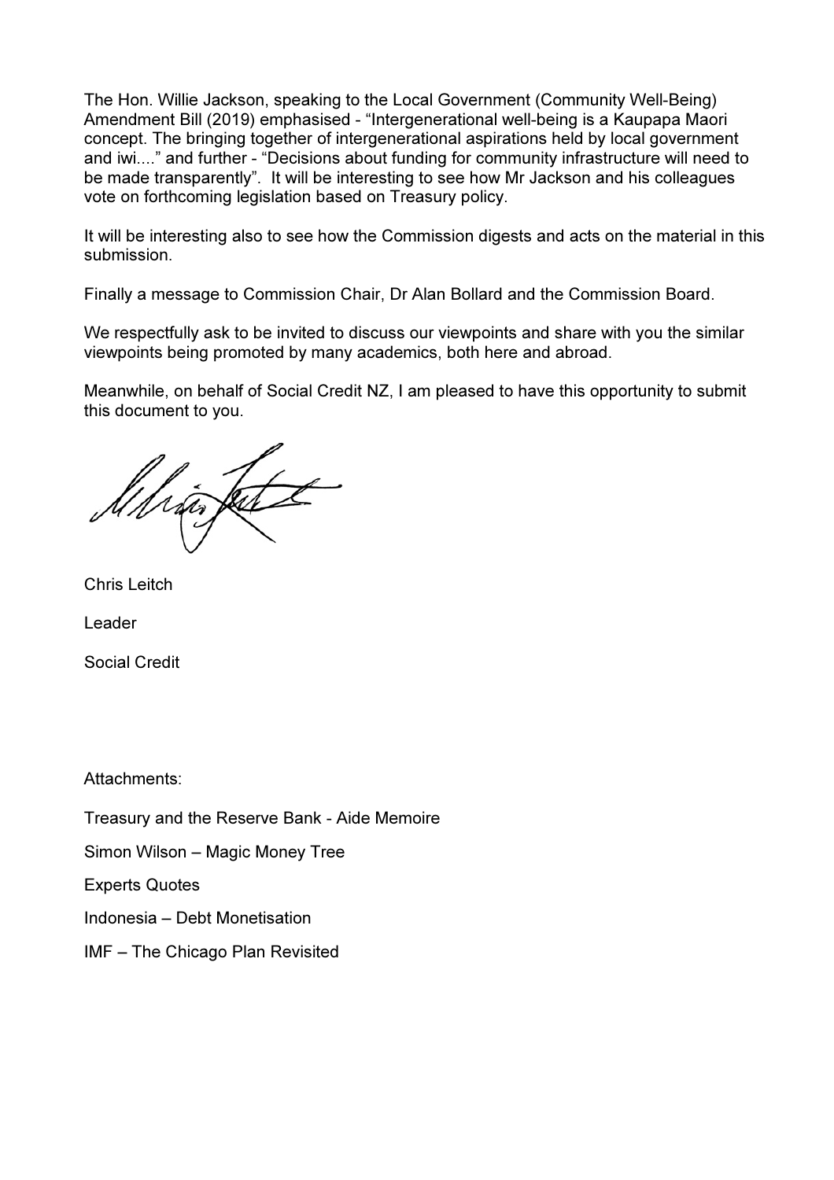The Hon. Willie Jackson, speaking to the Local Government (Community Well-Being) Amendment Bill (2019) emphasised - “Intergenerational well-being is a Kaupapa Maori concept. The bringing together of intergenerational aspirations held by local government and iwi....” and further - “Decisions about funding for community infrastructure will need to be made transparently”. It will be interesting to see how Mr Jackson and his colleagues vote on forthcoming legislation based on Treasury policy.

It will be interesting also to see how the Commission digests and acts on the material in this submission.

Finally a message to Commission Chair, Dr Alan Bollard and the Commission Board.

We respectfully ask to be invited to discuss our viewpoints and share with you the similar viewpoints being promoted by many academics, both here and abroad.

Meanwhile, on behalf of Social Credit NZ, I am pleased to have this opportunity to submit this document to you.

Chris Leitch

Leader

Social Credit

Attachments:

Treasury and the Reserve Bank - Aide Memoire

Simon Wilson – Magic Money Tree

Experts Quotes

Indonesia – Debt Monetisation

IMF – The Chicago Plan Revisited